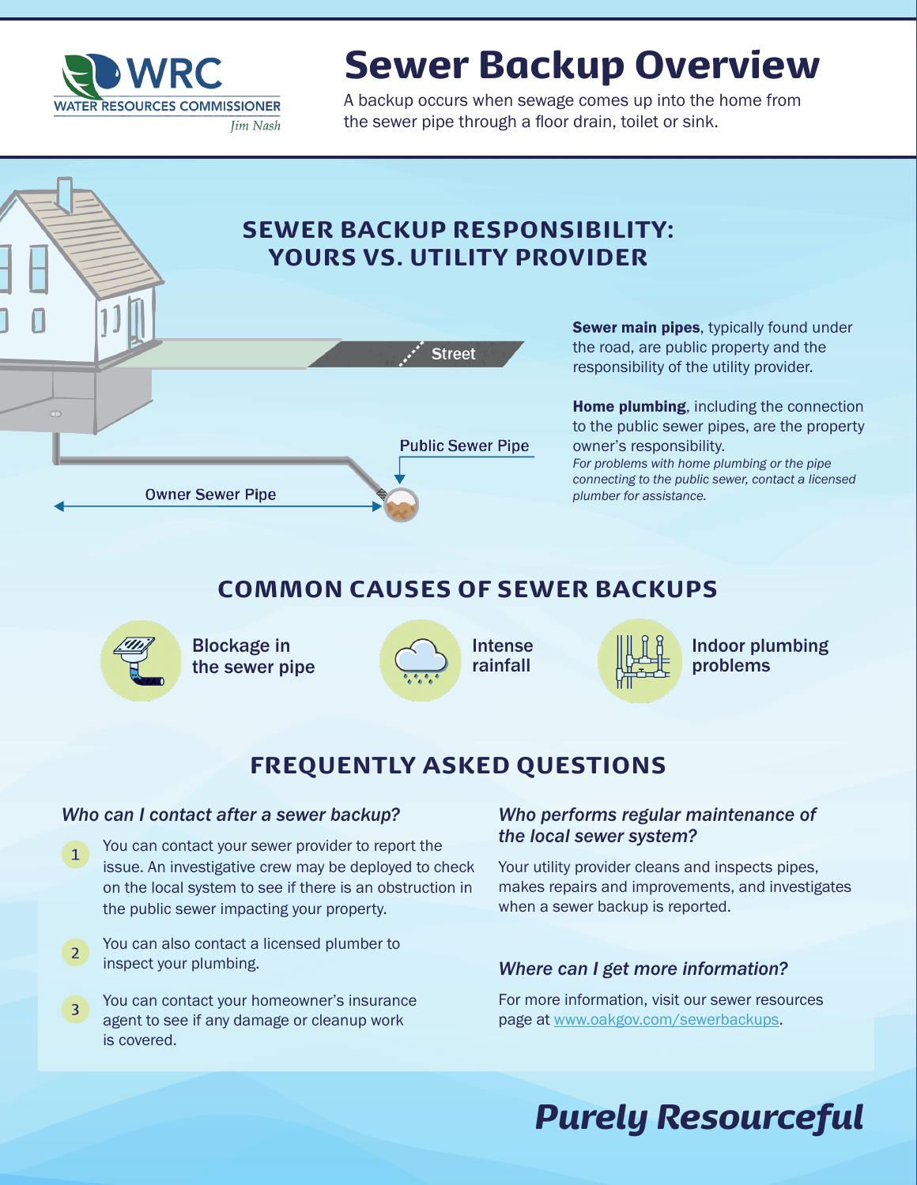WRC WATER RESOURCES COMMISSIONER Jim Nash

# Sewer Backup Overview

A backup occurs when sewage comes up into the home from the sewer pipe through a floor drain, toilet or sink.

## SEWER BACKUP RESPONSIBILITY: YOURS VS. UTILITY PROVIDER

Street

Public Sewer Pipe

Owner Sewer Pipe

**Sewer main pipes**, typically found under the road, are public property and the responsibility of the utility provider.

**Home plumbing**, including the connection to the public sewer pipes, are the property owner's responsibility.
*For problems with home plumbing or the pipe connecting to the public sewer, contact a licensed plumber for assistance.*

## COMMON CAUSES OF SEWER BACKUPS

- Blockage in the sewer pipe
- Intense rainfall
- Indoor plumbing problems

## FREQUENTLY ASKED QUESTIONS

### *Who can I contact after a sewer backup?*

1. You can contact your sewer provider to report the issue. An investigative crew may be deployed to check on the local system to see if there is an obstruction in the public sewer impacting your property.
2. You can also contact a licensed plumber to inspect your plumbing.
3. You can contact your homeowner's insurance agent to see if any damage or cleanup work is covered.

### *Who performs regular maintenance of the local sewer system?*

Your utility provider cleans and inspects pipes, makes repairs and improvements, and investigates when a sewer backup is reported.

### *Where can I get more information?*

For more information, visit our sewer resources page at www.oakgov.com/sewerbackups.

***Purely Resourceful***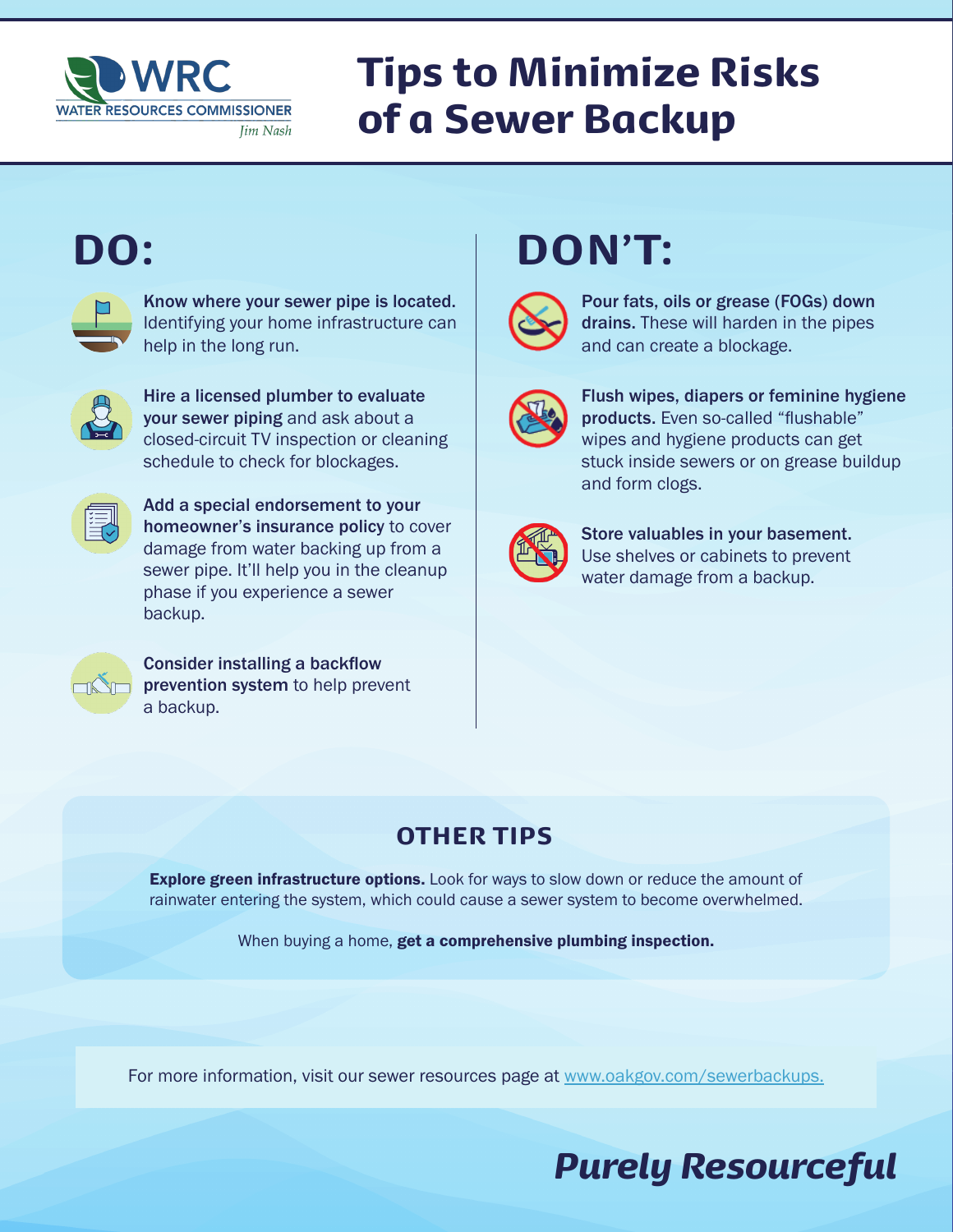WRC
WATER RESOURCES COMMISSIONER
*Jim Nash*

# Tips to Minimize Risks of a Sewer Backup

## DO:

**Know where your sewer pipe is located.** Identifying your home infrastructure can help in the long run.

**Hire a licensed plumber to evaluate your sewer piping** and ask about a closed-circuit TV inspection or cleaning schedule to check for blockages.

**Add a special endorsement to your homeowner's insurance policy** to cover damage from water backing up from a sewer pipe. It'll help you in the cleanup phase if you experience a sewer backup.

**Consider installing a backflow prevention system** to help prevent a backup.

## DON'T:

**Pour fats, oils or grease (FOGs) down drains.** These will harden in the pipes and can create a blockage.

**Flush wipes, diapers or feminine hygiene products.** Even so-called "flushable" wipes and hygiene products can get stuck inside sewers or on grease buildup and form clogs.

**Store valuables in your basement.** Use shelves or cabinets to prevent water damage from a backup.

## OTHER TIPS

**Explore green infrastructure options.** Look for ways to slow down or reduce the amount of rainwater entering the system, which could cause a sewer system to become overwhelmed.

When buying a home, **get a comprehensive plumbing inspection.**

For more information, visit our sewer resources page at [www.oakgov.com/sewerbackups.](www.oakgov.com/sewerbackups)

***Purely Resourceful***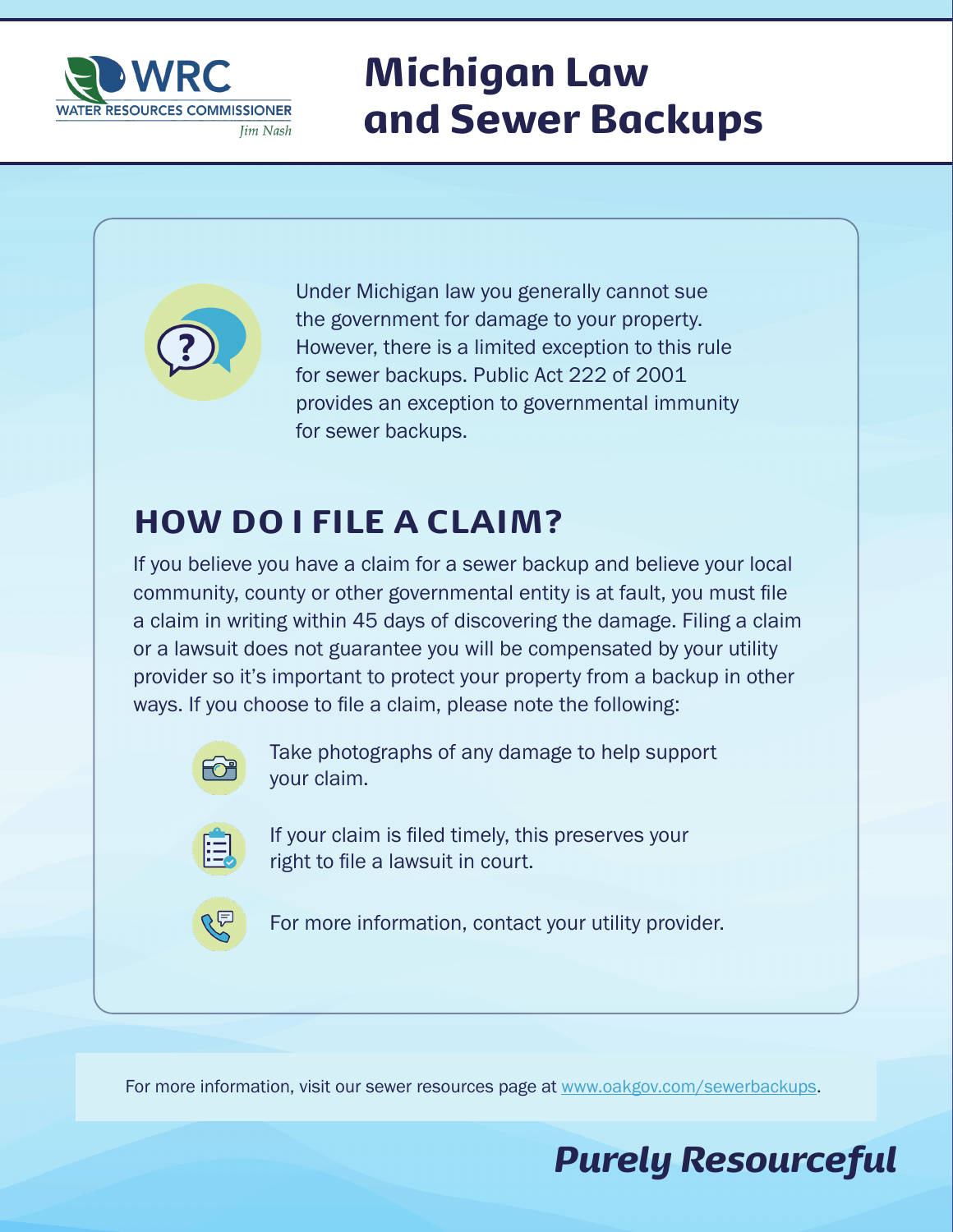WRC
WATER RESOURCES COMMISSIONER
*Jim Nash*

# Michigan Law and Sewer Backups

Under Michigan law you generally cannot sue the government for damage to your property. However, there is a limited exception to this rule for sewer backups. Public Act 222 of 2001 provides an exception to governmental immunity for sewer backups.

## HOW DO I FILE A CLAIM?

If you believe you have a claim for a sewer backup and believe your local community, county or other governmental entity is at fault, you must file a claim in writing within 45 days of discovering the damage. Filing a claim or a lawsuit does not guarantee you will be compensated by your utility provider so it's important to protect your property from a backup in other ways. If you choose to file a claim, please note the following:

- Take photographs of any damage to help support your claim.
- If your claim is filed timely, this preserves your right to file a lawsuit in court.
- For more information, contact your utility provider.

For more information, visit our sewer resources page at [www.oakgov.com/sewerbackups](http://www.oakgov.com/sewerbackups).

***Purely Resourceful***